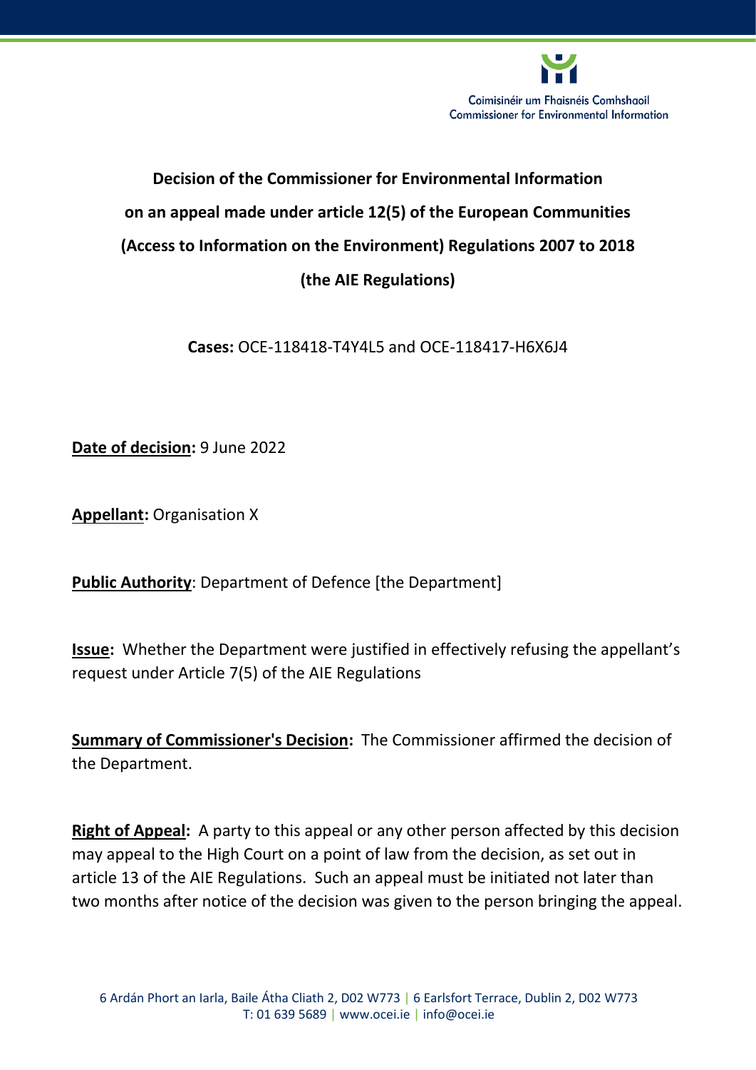Coimisinéir um Fhaisnéis Comhshaoil
Commissioner for Environmental Information

**Decision of the Commissioner for Environmental Information on an appeal made under article 12(5) of the European Communities (Access to Information on the Environment) Regulations 2007 to 2018 (the AIE Regulations)**

**Cases:** OCE-118418-T4Y4L5 and OCE-118417-H6X6J4

**Date of decision:** 9 June 2022

**Appellant:** Organisation X

**Public Authority**: Department of Defence [the Department]

**Issue:** Whether the Department were justified in effectively refusing the appellant's request under Article 7(5) of the AIE Regulations

**Summary of Commissioner's Decision:** The Commissioner affirmed the decision of the Department.

**Right of Appeal:** A party to this appeal or any other person affected by this decision may appeal to the High Court on a point of law from the decision, as set out in article 13 of the AIE Regulations. Such an appeal must be initiated not later than two months after notice of the decision was given to the person bringing the appeal.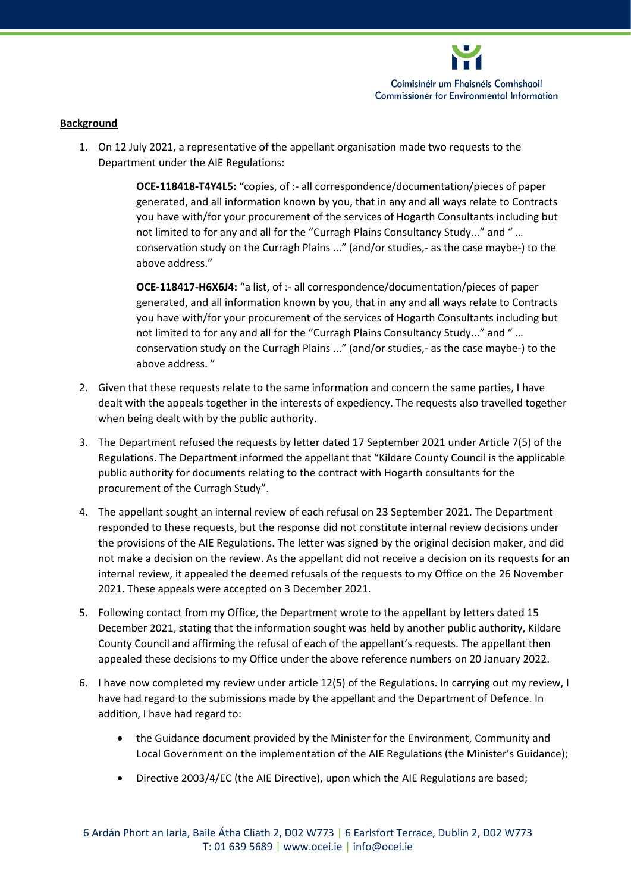## **Background**

1. On 12 July 2021, a representative of the appellant organisation made two requests to the Department under the AIE Regulations:

    > **OCE-118418-T4Y4L5:** "copies, of :- all correspondence/documentation/pieces of paper generated, and all information known by you, that in any and all ways relate to Contracts you have with/for your procurement of the services of Hogarth Consultants including but not limited to for any and all for the "Curragh Plains Consultancy Study..." and " … conservation study on the Curragh Plains ..." (and/or studies,- as the case maybe-) to the above address."

    > **OCE-118417-H6X6J4:** "a list, of :- all correspondence/documentation/pieces of paper generated, and all information known by you, that in any and all ways relate to Contracts you have with/for your procurement of the services of Hogarth Consultants including but not limited to for any and all for the "Curragh Plains Consultancy Study..." and " … conservation study on the Curragh Plains ..." (and/or studies,- as the case maybe-) to the above address. "

2. Given that these requests relate to the same information and concern the same parties, I have dealt with the appeals together in the interests of expediency. The requests also travelled together when being dealt with by the public authority.

3. The Department refused the requests by letter dated 17 September 2021 under Article 7(5) of the Regulations. The Department informed the appellant that "Kildare County Council is the applicable public authority for documents relating to the contract with Hogarth consultants for the procurement of the Curragh Study".

4. The appellant sought an internal review of each refusal on 23 September 2021. The Department responded to these requests, but the response did not constitute internal review decisions under the provisions of the AIE Regulations. The letter was signed by the original decision maker, and did not make a decision on the review. As the appellant did not receive a decision on its requests for an internal review, it appealed the deemed refusals of the requests to my Office on the 26 November 2021. These appeals were accepted on 3 December 2021.

5. Following contact from my Office, the Department wrote to the appellant by letters dated 15 December 2021, stating that the information sought was held by another public authority, Kildare County Council and affirming the refusal of each of the appellant's requests. The appellant then appealed these decisions to my Office under the above reference numbers on 20 January 2022.

6. I have now completed my review under article 12(5) of the Regulations. In carrying out my review, I have had regard to the submissions made by the appellant and the Department of Defence. In addition, I have had regard to:

    - the Guidance document provided by the Minister for the Environment, Community and Local Government on the implementation of the AIE Regulations (the Minister's Guidance);
    - Directive 2003/4/EC (the AIE Directive), upon which the AIE Regulations are based;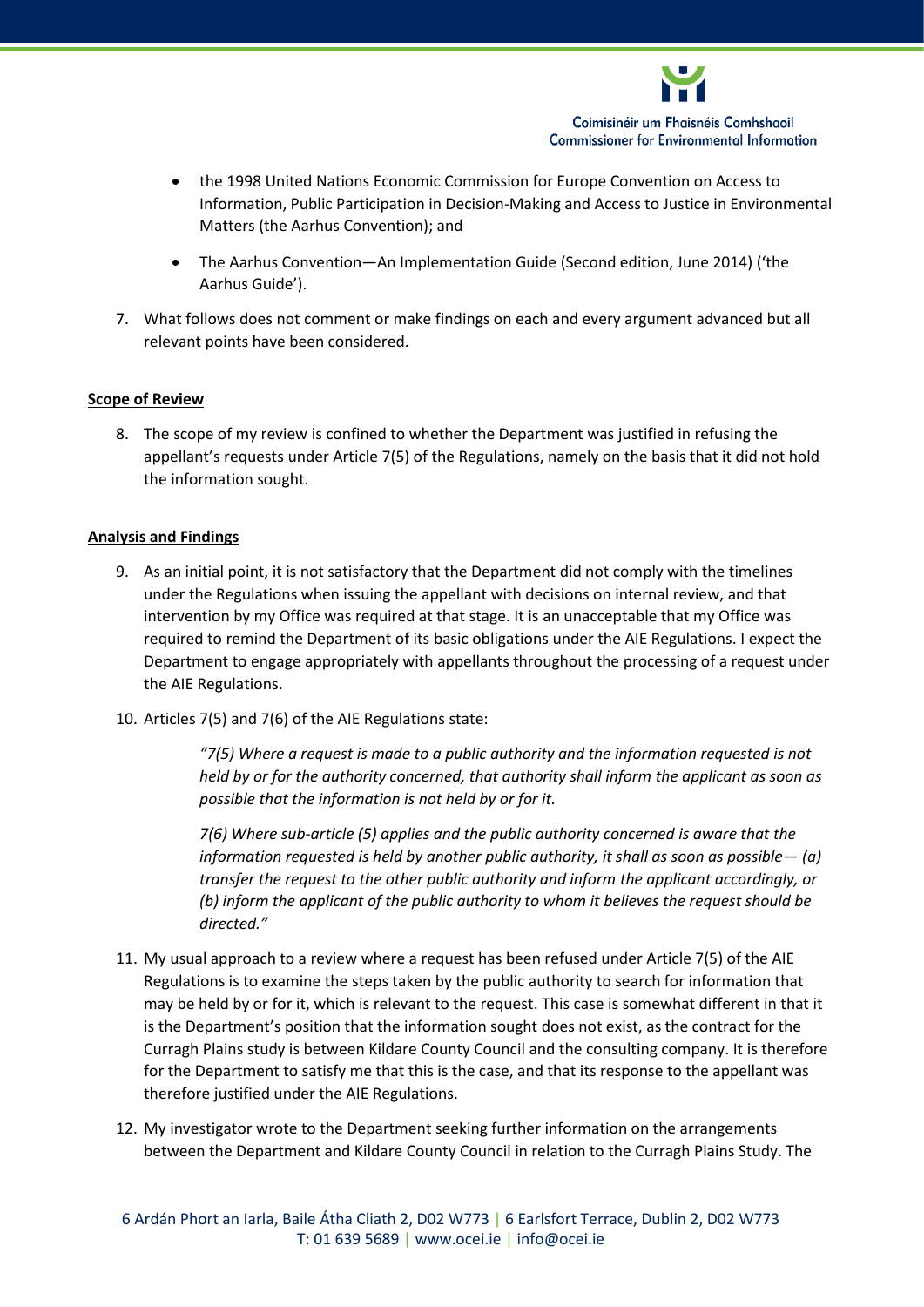- the 1998 United Nations Economic Commission for Europe Convention on Access to Information, Public Participation in Decision-Making and Access to Justice in Environmental Matters (the Aarhus Convention); and
- The Aarhus Convention—An Implementation Guide (Second edition, June 2014) ('the Aarhus Guide').

7. What follows does not comment or make findings on each and every argument advanced but all relevant points have been considered.

**Scope of Review**

8. The scope of my review is confined to whether the Department was justified in refusing the appellant's requests under Article 7(5) of the Regulations, namely on the basis that it did not hold the information sought.

**Analysis and Findings**

9. As an initial point, it is not satisfactory that the Department did not comply with the timelines under the Regulations when issuing the appellant with decisions on internal review, and that intervention by my Office was required at that stage. It is an unacceptable that my Office was required to remind the Department of its basic obligations under the AIE Regulations. I expect the Department to engage appropriately with appellants throughout the processing of a request under the AIE Regulations.

10. Articles 7(5) and 7(6) of the AIE Regulations state:

> *"7(5) Where a request is made to a public authority and the information requested is not held by or for the authority concerned, that authority shall inform the applicant as soon as possible that the information is not held by or for it.*
>
> *7(6) Where sub-article (5) applies and the public authority concerned is aware that the information requested is held by another public authority, it shall as soon as possible— (a) transfer the request to the other public authority and inform the applicant accordingly, or (b) inform the applicant of the public authority to whom it believes the request should be directed."*

11. My usual approach to a review where a request has been refused under Article 7(5) of the AIE Regulations is to examine the steps taken by the public authority to search for information that may be held by or for it, which is relevant to the request. This case is somewhat different in that it is the Department's position that the information sought does not exist, as the contract for the Curragh Plains study is between Kildare County Council and the consulting company. It is therefore for the Department to satisfy me that this is the case, and that its response to the appellant was therefore justified under the AIE Regulations.

12. My investigator wrote to the Department seeking further information on the arrangements between the Department and Kildare County Council in relation to the Curragh Plains Study. The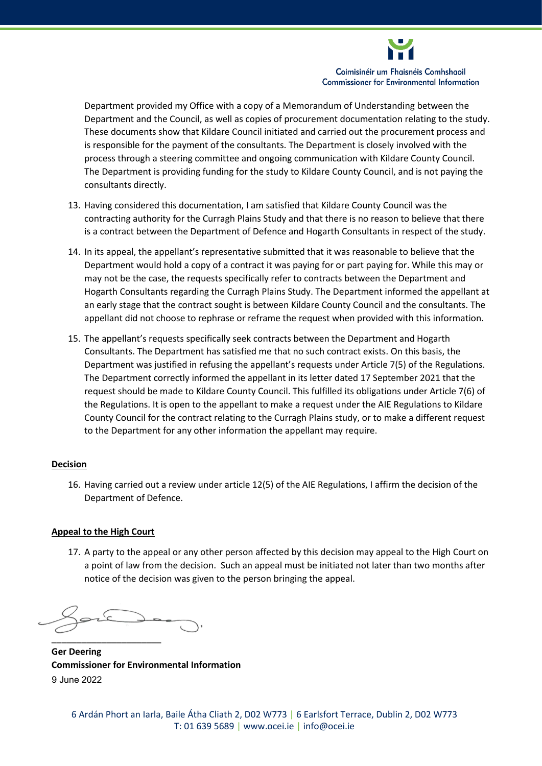Department provided my Office with a copy of a Memorandum of Understanding between the Department and the Council, as well as copies of procurement documentation relating to the study. These documents show that Kildare Council initiated and carried out the procurement process and is responsible for the payment of the consultants. The Department is closely involved with the process through a steering committee and ongoing communication with Kildare County Council. The Department is providing funding for the study to Kildare County Council, and is not paying the consultants directly.

13. Having considered this documentation, I am satisfied that Kildare County Council was the contracting authority for the Curragh Plains Study and that there is no reason to believe that there is a contract between the Department of Defence and Hogarth Consultants in respect of the study.

14. In its appeal, the appellant's representative submitted that it was reasonable to believe that the Department would hold a copy of a contract it was paying for or part paying for. While this may or may not be the case, the requests specifically refer to contracts between the Department and Hogarth Consultants regarding the Curragh Plains Study. The Department informed the appellant at an early stage that the contract sought is between Kildare County Council and the consultants. The appellant did not choose to rephrase or reframe the request when provided with this information.

15. The appellant's requests specifically seek contracts between the Department and Hogarth Consultants. The Department has satisfied me that no such contract exists. On this basis, the Department was justified in refusing the appellant's requests under Article 7(5) of the Regulations. The Department correctly informed the appellant in its letter dated 17 September 2021 that the request should be made to Kildare County Council. This fulfilled its obligations under Article 7(6) of the Regulations. It is open to the appellant to make a request under the AIE Regulations to Kildare County Council for the contract relating to the Curragh Plains study, or to make a different request to the Department for any other information the appellant may require.

## Decision

16. Having carried out a review under article 12(5) of the AIE Regulations, I affirm the decision of the Department of Defence.

## Appeal to the High Court

17. A party to the appeal or any other person affected by this decision may appeal to the High Court on a point of law from the decision. Such an appeal must be initiated not later than two months after notice of the decision was given to the person bringing the appeal.

\_\_\_\_\_\_\_\_\_\_\_\_\_\_\_\_\_\_\_\_\_\_\_

**Ger Deering**
**Commissioner for Environmental Information**
9 June 2022